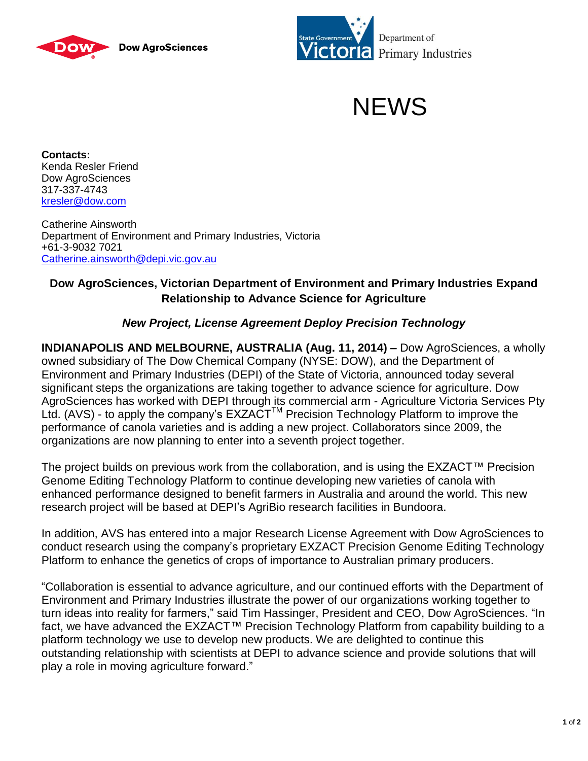Dow AgroSciences

State Government Victoria Department of Primary Industries

# NEWS

**Contacts:**
Kenda Resler Friend
Dow AgroSciences
317-337-4743
kresler@dow.com

Catherine Ainsworth
Department of Environment and Primary Industries, Victoria
+61-3-9032 7021
Catherine.ainsworth@depi.vic.gov.au

## Dow AgroSciences, Victorian Department of Environment and Primary Industries Expand Relationship to Advance Science for Agriculture

***New Project, License Agreement Deploy Precision Technology***

**INDIANAPOLIS AND MELBOURNE, AUSTRALIA (Aug. 11, 2014) –** Dow AgroSciences, a wholly owned subsidiary of The Dow Chemical Company (NYSE: DOW), and the Department of Environment and Primary Industries (DEPI) of the State of Victoria, announced today several significant steps the organizations are taking together to advance science for agriculture. Dow AgroSciences has worked with DEPI through its commercial arm - Agriculture Victoria Services Pty Ltd. (AVS) - to apply the company's EXZACT™ Precision Technology Platform to improve the performance of canola varieties and is adding a new project. Collaborators since 2009, the organizations are now planning to enter into a seventh project together.

The project builds on previous work from the collaboration, and is using the EXZACT™ Precision Genome Editing Technology Platform to continue developing new varieties of canola with enhanced performance designed to benefit farmers in Australia and around the world. This new research project will be based at DEPI's AgriBio research facilities in Bundoora.

In addition, AVS has entered into a major Research License Agreement with Dow AgroSciences to conduct research using the company's proprietary EXZACT Precision Genome Editing Technology Platform to enhance the genetics of crops of importance to Australian primary producers.

"Collaboration is essential to advance agriculture, and our continued efforts with the Department of Environment and Primary Industries illustrate the power of our organizations working together to turn ideas into reality for farmers," said Tim Hassinger, President and CEO, Dow AgroSciences. "In fact, we have advanced the EXZACT™ Precision Technology Platform from capability building to a platform technology we use to develop new products. We are delighted to continue this outstanding relationship with scientists at DEPI to advance science and provide solutions that will play a role in moving agriculture forward."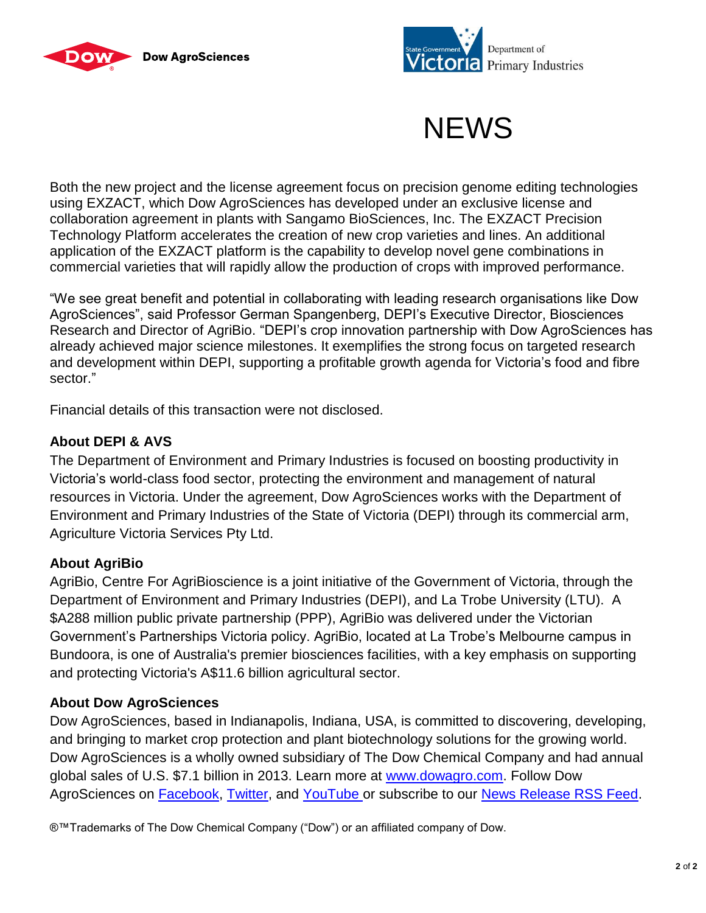# NEWS

Both the new project and the license agreement focus on precision genome editing technologies using EXZACT, which Dow AgroSciences has developed under an exclusive license and collaboration agreement in plants with Sangamo BioSciences, Inc. The EXZACT Precision Technology Platform accelerates the creation of new crop varieties and lines. An additional application of the EXZACT platform is the capability to develop novel gene combinations in commercial varieties that will rapidly allow the production of crops with improved performance.

"We see great benefit and potential in collaborating with leading research organisations like Dow AgroSciences", said Professor German Spangenberg, DEPI's Executive Director, Biosciences Research and Director of AgriBio. "DEPI's crop innovation partnership with Dow AgroSciences has already achieved major science milestones. It exemplifies the strong focus on targeted research and development within DEPI, supporting a profitable growth agenda for Victoria's food and fibre sector."

Financial details of this transaction were not disclosed.

**About DEPI & AVS**

The Department of Environment and Primary Industries is focused on boosting productivity in Victoria's world-class food sector, protecting the environment and management of natural resources in Victoria. Under the agreement, Dow AgroSciences works with the Department of Environment and Primary Industries of the State of Victoria (DEPI) through its commercial arm, Agriculture Victoria Services Pty Ltd.

**About AgriBio**

AgriBio, Centre For AgriBioscience is a joint initiative of the Government of Victoria, through the Department of Environment and Primary Industries (DEPI), and La Trobe University (LTU). A $A288 million public private partnership (PPP), AgriBio was delivered under the Victorian Government's Partnerships Victoria policy. AgriBio, located at La Trobe's Melbourne campus in Bundoora, is one of Australia's premier biosciences facilities, with a key emphasis on supporting and protecting Victoria's A$11.6 billion agricultural sector.

**About Dow AgroSciences**

Dow AgroSciences, based in Indianapolis, Indiana, USA, is committed to discovering, developing, and bringing to market crop protection and plant biotechnology solutions for the growing world. Dow AgroSciences is a wholly owned subsidiary of The Dow Chemical Company and had annual global sales of U.S. $7.1 billion in 2013. Learn more at www.dowagro.com. Follow Dow AgroSciences on Facebook, Twitter, and YouTube or subscribe to our News Release RSS Feed.

®™Trademarks of The Dow Chemical Company ("Dow") or an affiliated company of Dow.